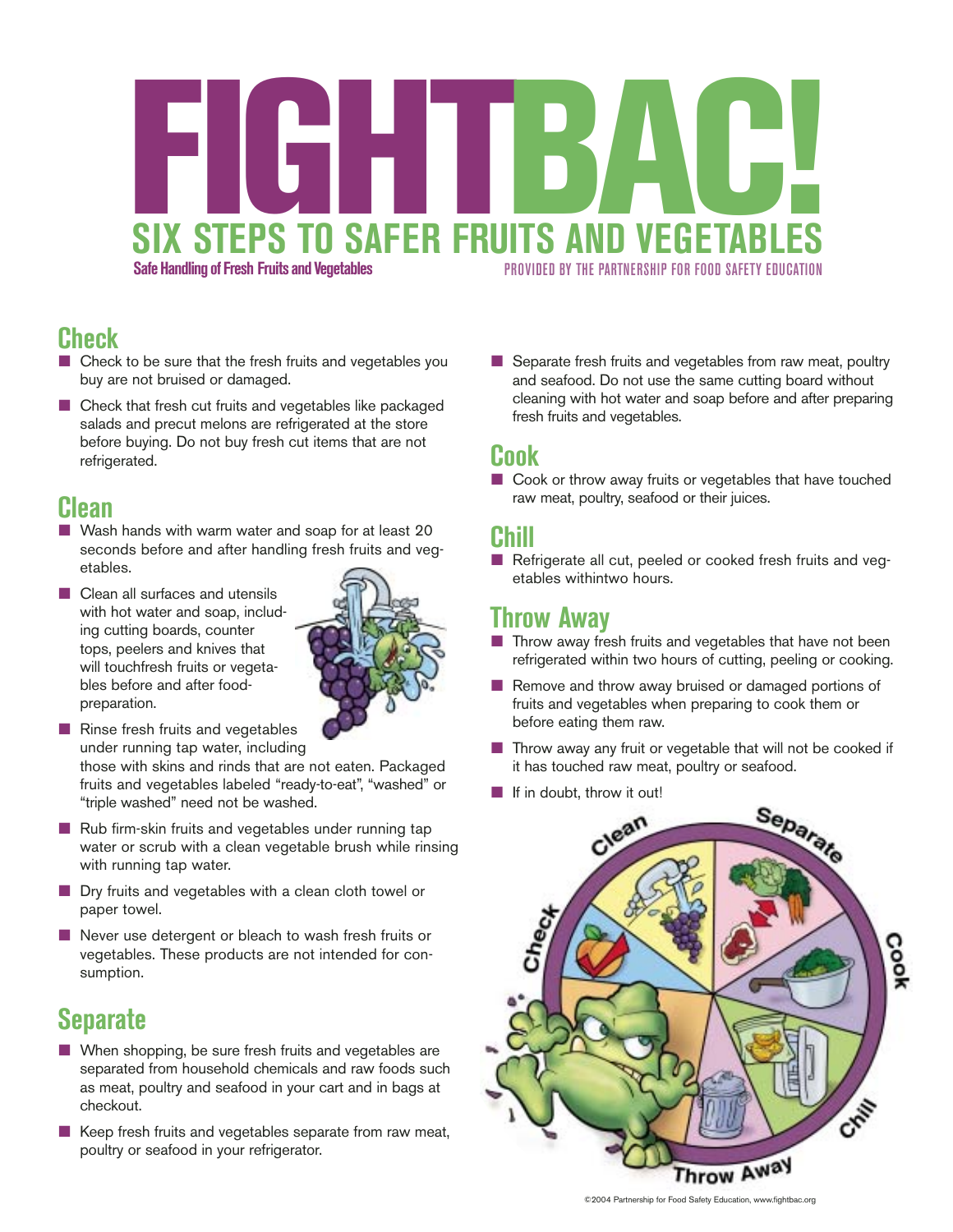# FIGHTBAC!

## SIX STEPS TO SAFER FRUITS AND VEGETABLES

**Safe Handling of Fresh Fruits and Vegetables**

PROVIDED BY THE PARTNERSHIP FOR FOOD SAFETY EDUCATION

## Check

- Check to be sure that the fresh fruits and vegetables you buy are not bruised or damaged.
- Check that fresh cut fruits and vegetables like packaged salads and precut melons are refrigerated at the store before buying. Do not buy fresh cut items that are not refrigerated.

## Clean

- Wash hands with warm water and soap for at least 20 seconds before and after handling fresh fruits and vegetables.
- Clean all surfaces and utensils with hot water and soap, including cutting boards, counter tops, peelers and knives that will touchfresh fruits or vegetables before and after food-preparation.
- Rinse fresh fruits and vegetables under running tap water, including those with skins and rinds that are not eaten. Packaged fruits and vegetables labeled "ready-to-eat", "washed" or "triple washed" need not be washed.
- Rub firm-skin fruits and vegetables under running tap water or scrub with a clean vegetable brush while rinsing with running tap water.
- Dry fruits and vegetables with a clean cloth towel or paper towel.
- Never use detergent or bleach to wash fresh fruits or vegetables. These products are not intended for consumption.

## Separate

- When shopping, be sure fresh fruits and vegetables are separated from household chemicals and raw foods such as meat, poultry and seafood in your cart and in bags at checkout.
- Keep fresh fruits and vegetables separate from raw meat, poultry or seafood in your refrigerator.
- Separate fresh fruits and vegetables from raw meat, poultry and seafood. Do not use the same cutting board without cleaning with hot water and soap before and after preparing fresh fruits and vegetables.

## Cook

- Cook or throw away fruits or vegetables that have touched raw meat, poultry, seafood or their juices.

## Chill

- Refrigerate all cut, peeled or cooked fresh fruits and vegetables withintwo hours.

## Throw Away

- Throw away fresh fruits and vegetables that have not been refrigerated within two hours of cutting, peeling or cooking.
- Remove and throw away bruised or damaged portions of fruits and vegetables when preparing to cook them or before eating them raw.
- Throw away any fruit or vegetable that will not be cooked if it has touched raw meat, poultry or seafood.
- If in doubt, throw it out!

©2004 Partnership for Food Safety Education, www.fightbac.org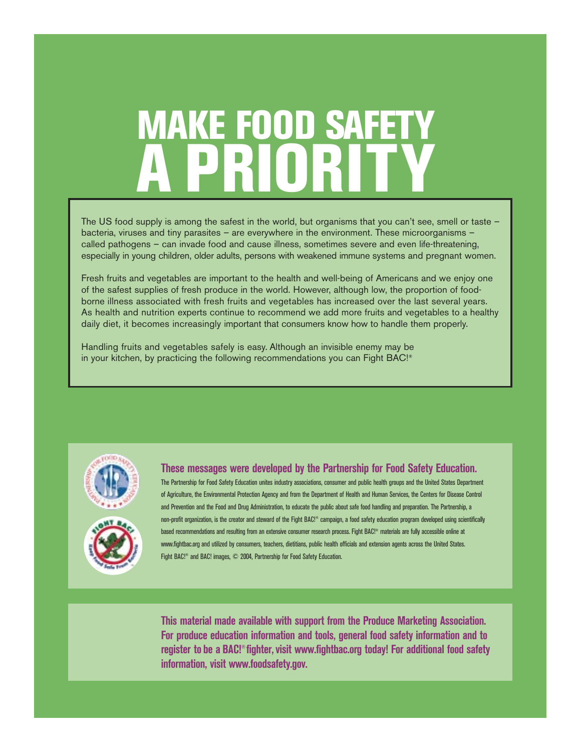# MAKE FOOD SAFETY A PRIORITY

The US food supply is among the safest in the world, but organisms that you can't see, smell or taste – bacteria, viruses and tiny parasites – are everywhere in the environment. These microorganisms – called pathogens – can invade food and cause illness, sometimes severe and even life-threatening, especially in young children, older adults, persons with weakened immune systems and pregnant women.

Fresh fruits and vegetables are important to the health and well-being of Americans and we enjoy one of the safest supplies of fresh produce in the world. However, although low, the proportion of food-borne illness associated with fresh fruits and vegetables has increased over the last several years. As health and nutrition experts continue to recommend we add more fruits and vegetables to a healthy daily diet, it becomes increasingly important that consumers know how to handle them properly.

Handling fruits and vegetables safely is easy. Although an invisible enemy may be in your kitchen, by practicing the following recommendations you can Fight BAC!®

**These messages were developed by the Partnership for Food Safety Education.**

The Partnership for Food Safety Education unites industry associations, consumer and public health groups and the United States Department of Agriculture, the Environmental Protection Agency and from the Department of Health and Human Services, the Centers for Disease Control and Prevention and the Food and Drug Administration, to educate the public about safe food handling and preparation. The Partnership, a non-profit organization, is the creator and steward of the Fight BAC!® campaign, a food safety education program developed using scientifically based recommendations and resulting from an extensive consumer research process. Fight BAC!® materials are fully accessible online at www.fightbac.org and utilized by consumers, teachers, dietitians, public health officials and extension agents across the United States. Fight BAC!® and BAC! images, © 2004, Partnership for Food Safety Education.

**This material made available with support from the Produce Marketing Association. For produce education information and tools, general food safety information and to register to be a BAC!® fighter, visit www.fightbac.org today! For additional food safety information, visit www.foodsafety.gov.**